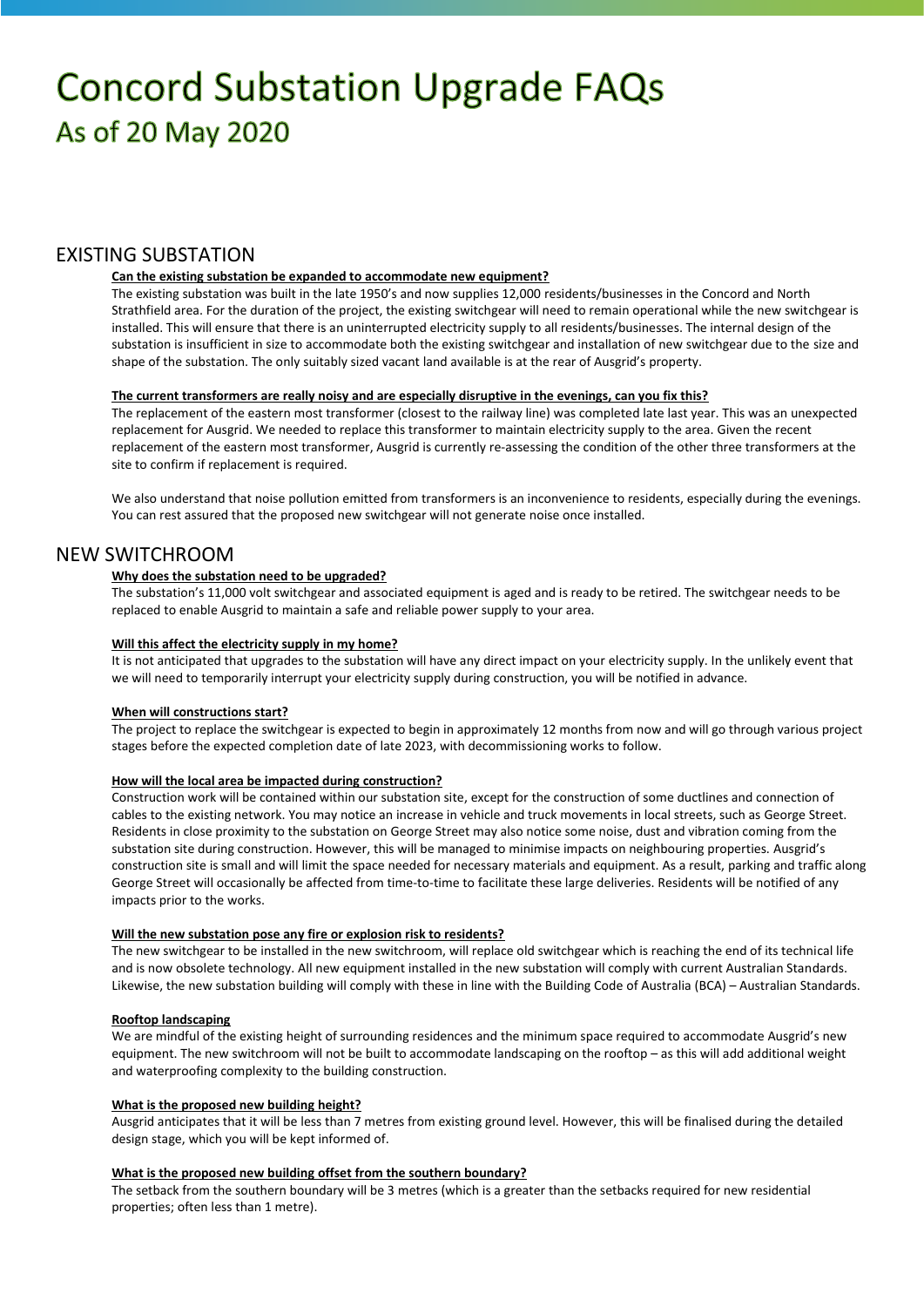# Concord Substation Upgrade FAQs

## As of 20 May 2020

## EXISTING SUBSTATION

**Can the existing substation be expanded to accommodate new equipment?**

The existing substation was built in the late 1950's and now supplies 12,000 residents/businesses in the Concord and North Strathfield area. For the duration of the project, the existing switchgear will need to remain operational while the new switchgear is installed. This will ensure that there is an uninterrupted electricity supply to all residents/businesses. The internal design of the substation is insufficient in size to accommodate both the existing switchgear and installation of new switchgear due to the size and shape of the substation. The only suitably sized vacant land available is at the rear of Ausgrid's property.

**The current transformers are really noisy and are especially disruptive in the evenings, can you fix this?**

The replacement of the eastern most transformer (closest to the railway line) was completed late last year. This was an unexpected replacement for Ausgrid. We needed to replace this transformer to maintain electricity supply to the area. Given the recent replacement of the eastern most transformer, Ausgrid is currently re-assessing the condition of the other three transformers at the site to confirm if replacement is required.

We also understand that noise pollution emitted from transformers is an inconvenience to residents, especially during the evenings. You can rest assured that the proposed new switchgear will not generate noise once installed.

## NEW SWITCHROOM

**Why does the substation need to be upgraded?**

The substation's 11,000 volt switchgear and associated equipment is aged and is ready to be retired. The switchgear needs to be replaced to enable Ausgrid to maintain a safe and reliable power supply to your area.

**Will this affect the electricity supply in my home?**

It is not anticipated that upgrades to the substation will have any direct impact on your electricity supply. In the unlikely event that we will need to temporarily interrupt your electricity supply during construction, you will be notified in advance.

**When will constructions start?**

The project to replace the switchgear is expected to begin in approximately 12 months from now and will go through various project stages before the expected completion date of late 2023, with decommissioning works to follow.

**How will the local area be impacted during construction?**

Construction work will be contained within our substation site, except for the construction of some ductlines and connection of cables to the existing network. You may notice an increase in vehicle and truck movements in local streets, such as George Street. Residents in close proximity to the substation on George Street may also notice some noise, dust and vibration coming from the substation site during construction. However, this will be managed to minimise impacts on neighbouring properties. Ausgrid's construction site is small and will limit the space needed for necessary materials and equipment. As a result, parking and traffic along George Street will occasionally be affected from time-to-time to facilitate these large deliveries. Residents will be notified of any impacts prior to the works.

**Will the new substation pose any fire or explosion risk to residents?**

The new switchgear to be installed in the new switchroom, will replace old switchgear which is reaching the end of its technical life and is now obsolete technology. All new equipment installed in the new substation will comply with current Australian Standards. Likewise, the new substation building will comply with these in line with the Building Code of Australia (BCA) – Australian Standards.

**Rooftop landscaping**

We are mindful of the existing height of surrounding residences and the minimum space required to accommodate Ausgrid's new equipment. The new switchroom will not be built to accommodate landscaping on the rooftop – as this will add additional weight and waterproofing complexity to the building construction.

**What is the proposed new building height?**

Ausgrid anticipates that it will be less than 7 metres from existing ground level. However, this will be finalised during the detailed design stage, which you will be kept informed of.

**What is the proposed new building offset from the southern boundary?**

The setback from the southern boundary will be 3 metres (which is a greater than the setbacks required for new residential properties; often less than 1 metre).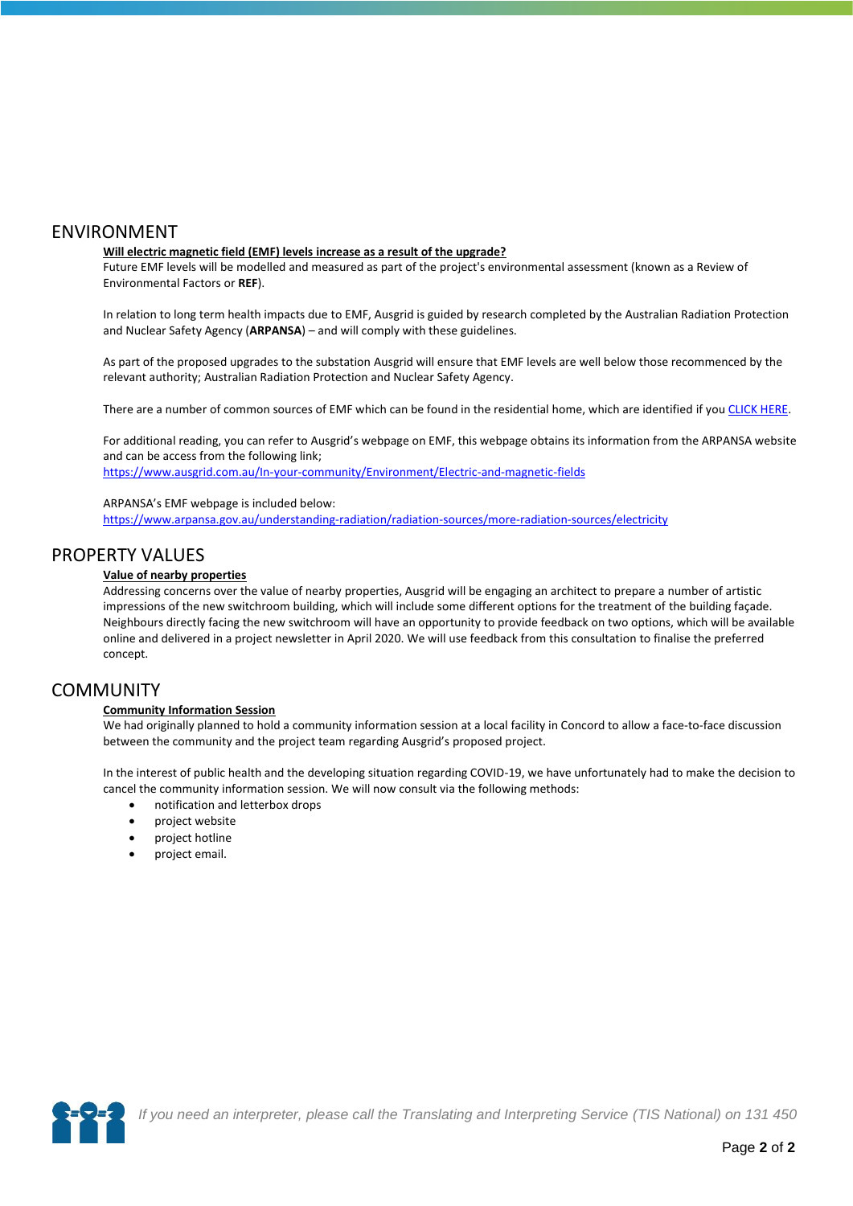## ENVIRONMENT

**Will electric magnetic field (EMF) levels increase as a result of the upgrade?**

Future EMF levels will be modelled and measured as part of the project's environmental assessment (known as a Review of Environmental Factors or **REF**).

In relation to long term health impacts due to EMF, Ausgrid is guided by research completed by the Australian Radiation Protection and Nuclear Safety Agency (**ARPANSA**) – and will comply with these guidelines.

As part of the proposed upgrades to the substation Ausgrid will ensure that EMF levels are well below those recommenced by the relevant authority; Australian Radiation Protection and Nuclear Safety Agency.

There are a number of common sources of EMF which can be found in the residential home, which are identified if you CLICK HERE.

For additional reading, you can refer to Ausgrid's webpage on EMF, this webpage obtains its information from the ARPANSA website and can be access from the following link;
https://www.ausgrid.com.au/In-your-community/Environment/Electric-and-magnetic-fields

ARPANSA's EMF webpage is included below:
https://www.arpansa.gov.au/understanding-radiation/radiation-sources/more-radiation-sources/electricity

## PROPERTY VALUES

**Value of nearby properties**

Addressing concerns over the value of nearby properties, Ausgrid will be engaging an architect to prepare a number of artistic impressions of the new switchroom building, which will include some different options for the treatment of the building façade. Neighbours directly facing the new switchroom will have an opportunity to provide feedback on two options, which will be available online and delivered in a project newsletter in April 2020. We will use feedback from this consultation to finalise the preferred concept.

## COMMUNITY

**Community Information Session**

We had originally planned to hold a community information session at a local facility in Concord to allow a face-to-face discussion between the community and the project team regarding Ausgrid's proposed project.

In the interest of public health and the developing situation regarding COVID-19, we have unfortunately had to make the decision to cancel the community information session. We will now consult via the following methods:

- notification and letterbox drops
- project website
- project hotline
- project email.

*If you need an interpreter, please call the Translating and Interpreting Service (TIS National) on 131 450*